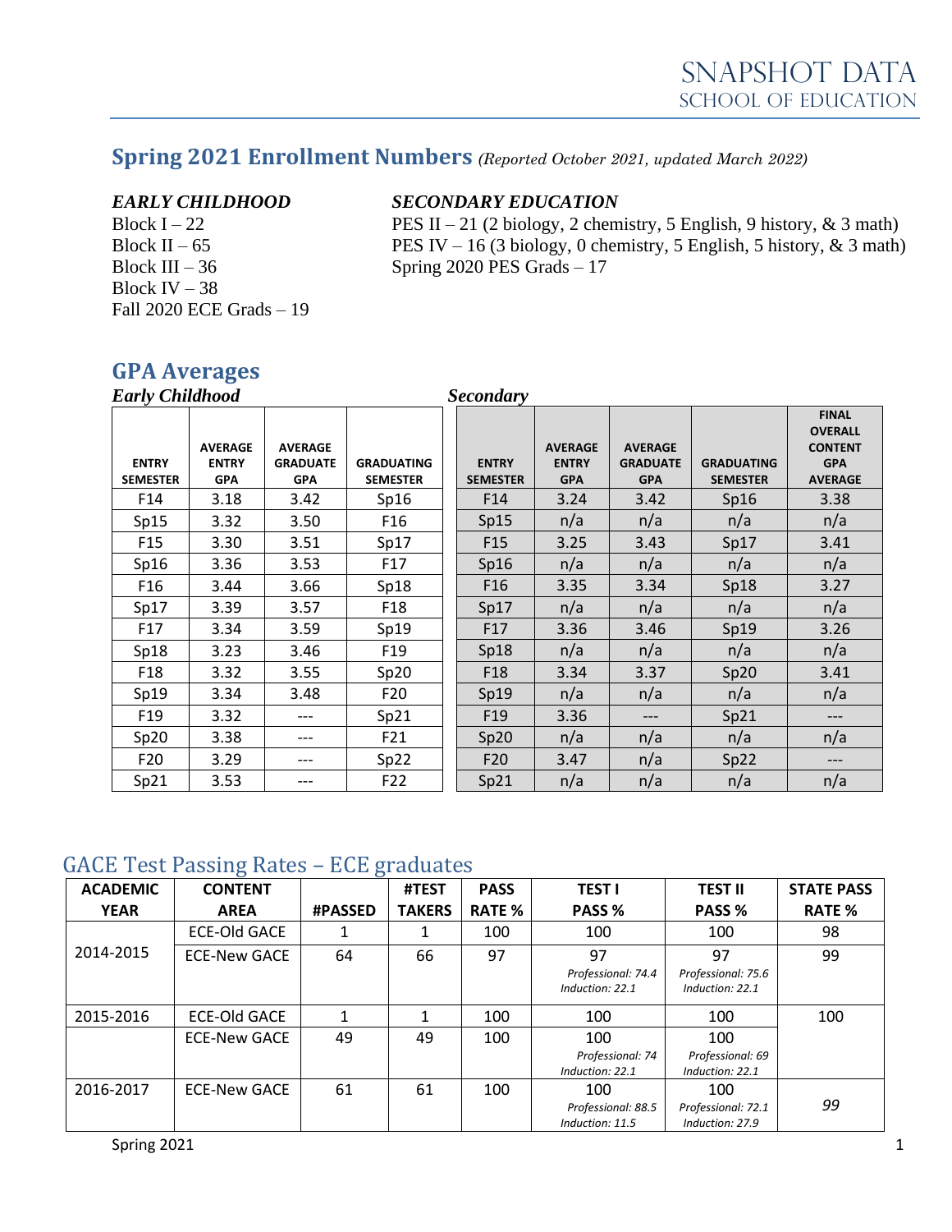# SNAPSHOT DATA
## SCHOOL OF EDUCATION

## Spring 2021 Enrollment Numbers *(Reported October 2021, updated March 2022)*

***EARLY CHILDHOOD***

Block I – 22
Block II – 65
Block III – 36
Block IV – 38
Fall 2020 ECE Grads – 19

***SECONDARY EDUCATION***

PES II – 21 (2 biology, 2 chemistry, 5 English, 9 history, & 3 math)
PES IV – 16 (3 biology, 0 chemistry, 5 English, 5 history, & 3 math)
Spring 2020 PES Grads – 17

## GPA Averages

***Early Childhood***

| ENTRY SEMESTER | AVERAGE ENTRY GPA | AVERAGE GRADUATE GPA | GRADUATING SEMESTER |
|---|---|---|---|
| F14 | 3.18 | 3.42 | Sp16 |
| Sp15 | 3.32 | 3.50 | F16 |
| F15 | 3.30 | 3.51 | Sp17 |
| Sp16 | 3.36 | 3.53 | F17 |
| F16 | 3.44 | 3.66 | Sp18 |
| Sp17 | 3.39 | 3.57 | F18 |
| F17 | 3.34 | 3.59 | Sp19 |
| Sp18 | 3.23 | 3.46 | F19 |
| F18 | 3.32 | 3.55 | Sp20 |
| Sp19 | 3.34 | 3.48 | F20 |
| F19 | 3.32 | --- | Sp21 |
| Sp20 | 3.38 | --- | F21 |
| F20 | 3.29 | --- | Sp22 |
| Sp21 | 3.53 | --- | F22 |

***Secondary***

| ENTRY SEMESTER | AVERAGE ENTRY GPA | AVERAGE GRADUATE GPA | GRADUATING SEMESTER | FINAL OVERALL CONTENT GPA AVERAGE |
|---|---|---|---|---|
| F14 | 3.24 | 3.42 | Sp16 | 3.38 |
| Sp15 | n/a | n/a | n/a | n/a |
| F15 | 3.25 | 3.43 | Sp17 | 3.41 |
| Sp16 | n/a | n/a | n/a | n/a |
| F16 | 3.35 | 3.34 | Sp18 | 3.27 |
| Sp17 | n/a | n/a | n/a | n/a |
| F17 | 3.36 | 3.46 | Sp19 | 3.26 |
| Sp18 | n/a | n/a | n/a | n/a |
| F18 | 3.34 | 3.37 | Sp20 | 3.41 |
| Sp19 | n/a | n/a | n/a | n/a |
| F19 | 3.36 | --- | Sp21 | --- |
| Sp20 | n/a | n/a | n/a | n/a |
| F20 | 3.47 | n/a | Sp22 | --- |
| Sp21 | n/a | n/a | n/a | n/a |

## GACE Test Passing Rates – ECE graduates

| ACADEMIC YEAR | CONTENT AREA | #PASSED | #TEST TAKERS | PASS RATE % | TEST I PASS % | TEST II PASS % | STATE PASS RATE % |
|---|---|---|---|---|---|---|---|
| 2014-2015 | ECE-Old GACE | 1 | 1 | 100 | 100 | 100 | 98 |
| | ECE-New GACE | 64 | 66 | 97 | 97 *Professional: 74.4 Induction: 22.1* | 97 *Professional: 75.6 Induction: 22.1* | 99 |
| 2015-2016 | ECE-Old GACE | 1 | 1 | 100 | 100 | 100 | 100 |
| | ECE-New GACE | 49 | 49 | 100 | 100 *Professional: 74 Induction: 22.1* | 100 *Professional: 69 Induction: 22.1* | |
| 2016-2017 | ECE-New GACE | 61 | 61 | 100 | 100 *Professional: 88.5 Induction: 11.5* | 100 *Professional: 72.1 Induction: 27.9* | *99* |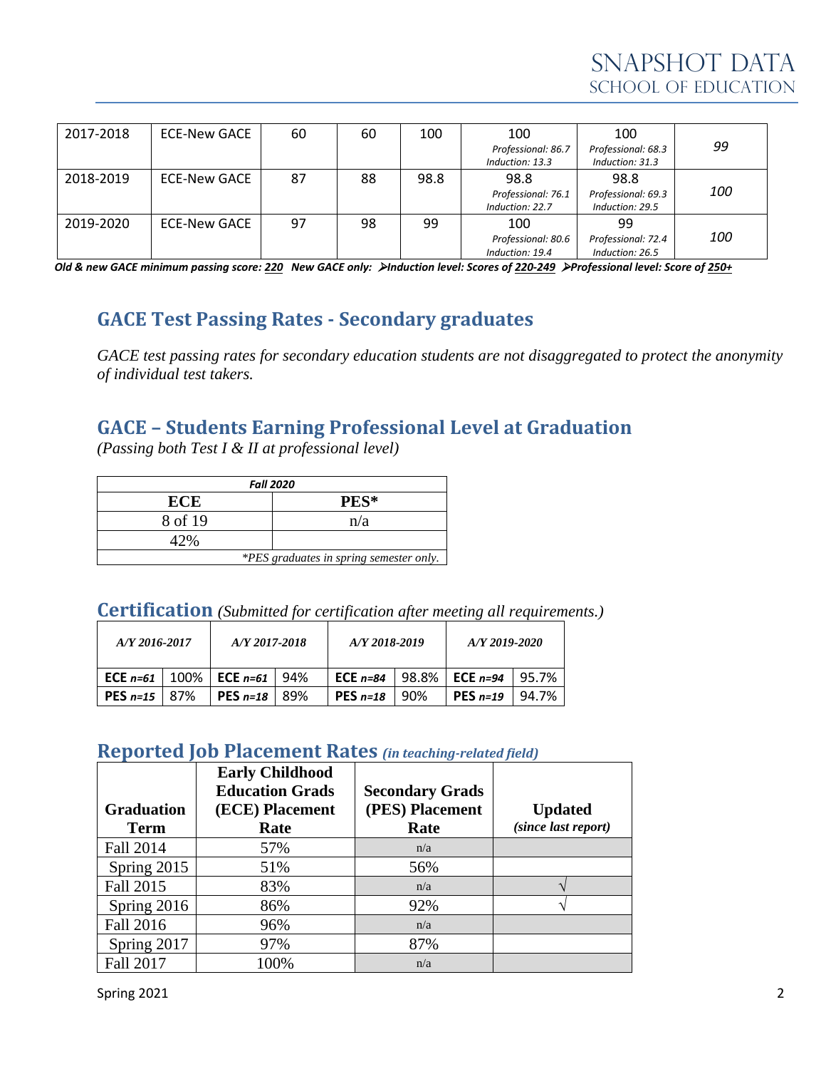| 2017-2018 | ECE-New GACE | 60 | 60 | 100 | 100 *Professional: 86.7 Induction: 13.3* | 100 *Professional: 68.3 Induction: 31.3* | *99* |
|---|---|---|---|---|---|---|---|
| 2018-2019 | ECE-New GACE | 87 | 88 | 98.8 | 98.8 *Professional: 76.1 Induction: 22.7* | 98.8 *Professional: 69.3 Induction: 29.5* | *100* |
| 2019-2020 | ECE-New GACE | 97 | 98 | 99 | 100 *Professional: 80.6 Induction: 19.4* | 99 *Professional: 72.4 Induction: 26.5* | *100* |

***Old & new GACE minimum passing score: 220 New GACE only: ➢Induction level: Scores of 220-249 ➢Professional level: Score of 250+***

## GACE Test Passing Rates - Secondary graduates

*GACE test passing rates for secondary education students are not disaggregated to protect the anonymity of individual test takers.*

## GACE – Students Earning Professional Level at Graduation

*(Passing both Test I & II at professional level)*

| *Fall 2020* | |
|---|---|
| **ECE** | **PES*** |
| 8 of 19 | n/a |
| 42% | |
| *\*PES graduates in spring semester only.* | |

## Certification *(Submitted for certification after meeting all requirements.)*

| *A/Y 2016-2017* | | *A/Y 2017-2018* | | *A/Y 2018-2019* | | *A/Y 2019-2020* | |
|---|---|---|---|---|---|---|---|
| **ECE** *n=61* | 100% | **ECE** *n=61* | 94% | **ECE** *n=84* | 98.8% | **ECE** *n=94* | 95.7% |
| **PES** *n=15* | 87% | **PES** *n=18* | 89% | **PES** *n=18* | 90% | **PES** *n=19* | 94.7% |

## Reported Job Placement Rates *(in teaching-related field)*

| Graduation Term | Early Childhood Education Grads (ECE) Placement Rate | Secondary Grads (PES) Placement Rate | Updated *(since last report)* |
|---|---|---|---|
| Fall 2014 | 57% | n/a | |
| Spring 2015 | 51% | 56% | |
| Fall 2015 | 83% | n/a | √ |
| Spring 2016 | 86% | 92% | √ |
| Fall 2016 | 96% | n/a | |
| Spring 2017 | 97% | 87% | |
| Fall 2017 | 100% | n/a | |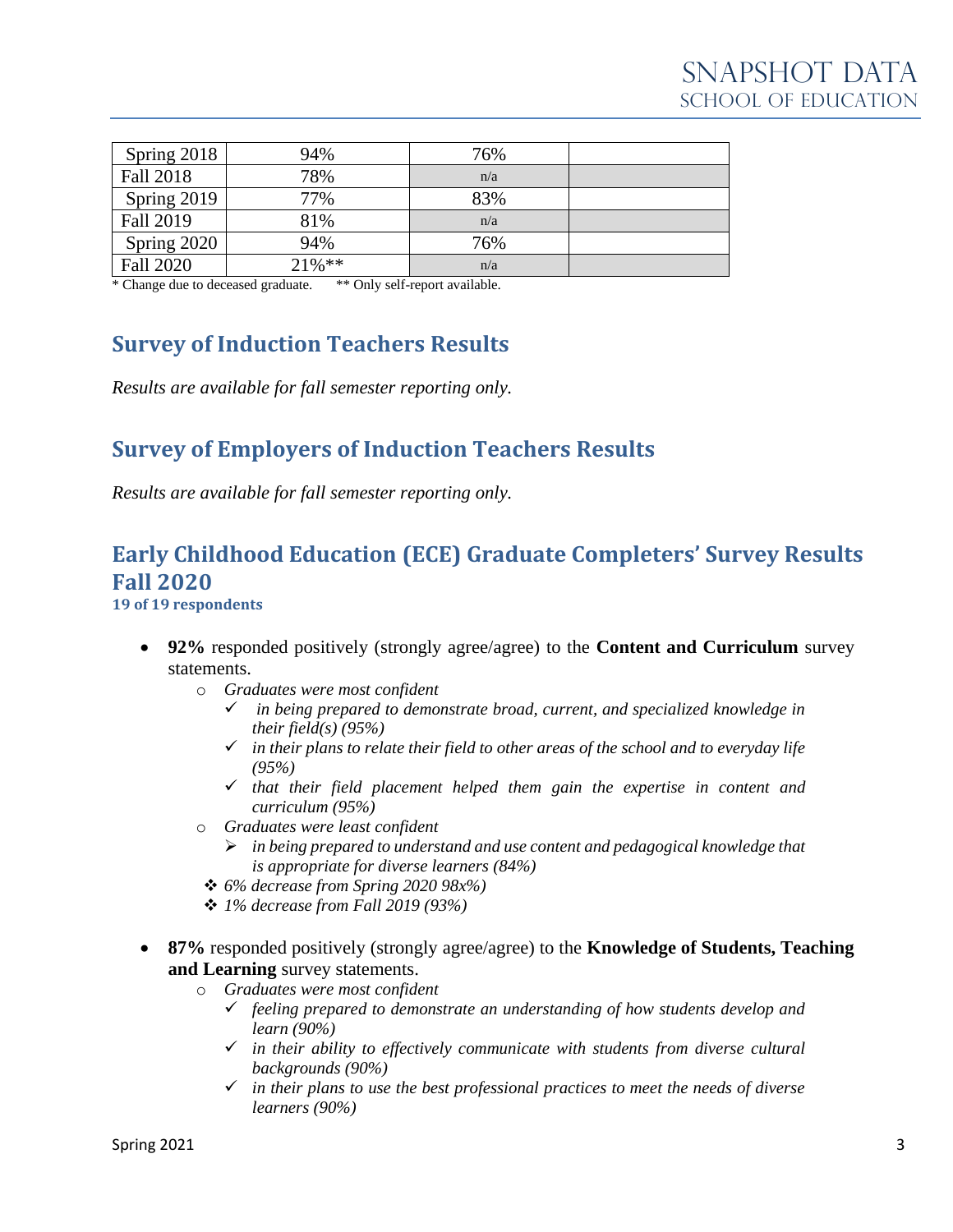| Spring 2018 | 94% | 76% | |
|---|---|---|---|
| Fall 2018 | 78% | n/a | |
| Spring 2019 | 77% | 83% | |
| Fall 2019 | 81% | n/a | |
| Spring 2020 | 94% | 76% | |
| Fall 2020 | 21%** | n/a | |

\* Change due to deceased graduate. ** Only self-report available.

## Survey of Induction Teachers Results

*Results are available for fall semester reporting only.*

## Survey of Employers of Induction Teachers Results

*Results are available for fall semester reporting only.*

## Early Childhood Education (ECE) Graduate Completers' Survey Results Fall 2020

**19 of 19 respondents**

- **92%** responded positively (strongly agree/agree) to the **Content and Curriculum** survey statements.
  - *Graduates were most confident*
    - ✓ *in being prepared to demonstrate broad, current, and specialized knowledge in their field(s) (95%)*
    - ✓ *in their plans to relate their field to other areas of the school and to everyday life (95%)*
    - ✓ *that their field placement helped them gain the expertise in content and curriculum (95%)*
  - *Graduates were least confident*
    - ➢ *in being prepared to understand and use content and pedagogical knowledge that is appropriate for diverse learners (84%)*
  - ❖ *6% decrease from Spring 2020 98x%)*
  - ❖ *1% decrease from Fall 2019 (93%)*

- **87%** responded positively (strongly agree/agree) to the **Knowledge of Students, Teaching and Learning** survey statements.
  - *Graduates were most confident*
    - ✓ *feeling prepared to demonstrate an understanding of how students develop and learn (90%)*
    - ✓ *in their ability to effectively communicate with students from diverse cultural backgrounds (90%)*
    - ✓ *in their plans to use the best professional practices to meet the needs of diverse learners (90%)*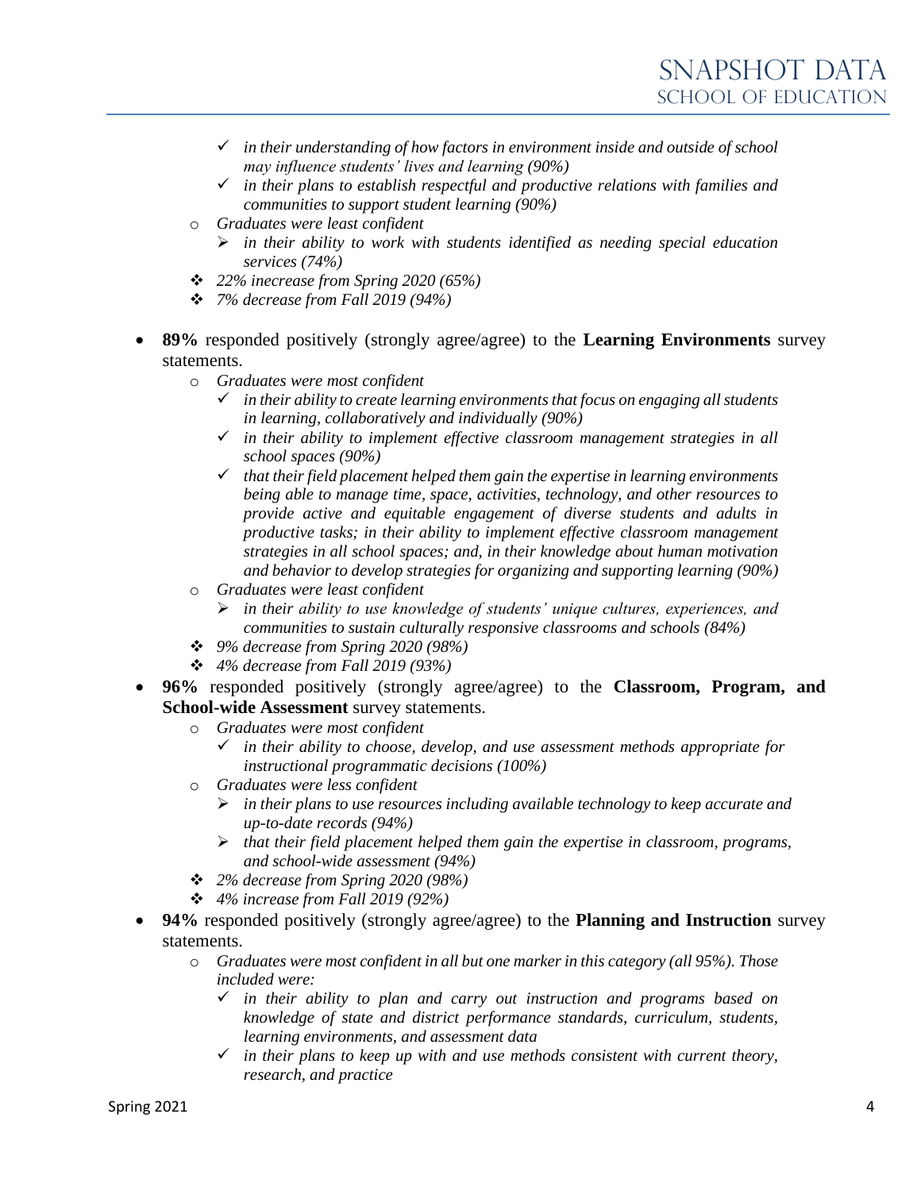- *in their understanding of how factors in environment inside and outside of school may influence students' lives and learning (90%)*
- *in their plans to establish respectful and productive relations with families and communities to support student learning (90%)*

  - *Graduates were least confident*
    - *in their ability to work with students identified as needing special education services (74%)*
  - *22% inecrease from Spring 2020 (65%)*
  - *7% decrease from Fall 2019 (94%)*

- **89%** responded positively (strongly agree/agree) to the **Learning Environments** survey statements.
  - *Graduates were most confident*
    - *in their ability to create learning environments that focus on engaging all students in learning, collaboratively and individually (90%)*
    - *in their ability to implement effective classroom management strategies in all school spaces (90%)*
    - *that their field placement helped them gain the expertise in learning environments being able to manage time, space, activities, technology, and other resources to provide active and equitable engagement of diverse students and adults in productive tasks; in their ability to implement effective classroom management strategies in all school spaces; and, in their knowledge about human motivation and behavior to develop strategies for organizing and supporting learning (90%)*
  - *Graduates were least confident*
    - *in their ability to use knowledge of students' unique cultures, experiences, and communities to sustain culturally responsive classrooms and schools (84%)*
  - *9% decrease from Spring 2020 (98%)*
  - *4% decrease from Fall 2019 (93%)*
- **96%** responded positively (strongly agree/agree) to the **Classroom, Program, and School-wide Assessment** survey statements.
  - *Graduates were most confident*
    - *in their ability to choose, develop, and use assessment methods appropriate for instructional programmatic decisions (100%)*
  - *Graduates were less confident*
    - *in their plans to use resources including available technology to keep accurate and up-to-date records (94%)*
    - *that their field placement helped them gain the expertise in classroom, programs, and school-wide assessment (94%)*
  - *2% decrease from Spring 2020 (98%)*
  - *4% increase from Fall 2019 (92%)*
- **94%** responded positively (strongly agree/agree) to the **Planning and Instruction** survey statements.
  - *Graduates were most confident in all but one marker in this category (all 95%). Those included were:*
    - *in their ability to plan and carry out instruction and programs based on knowledge of state and district performance standards, curriculum, students, learning environments, and assessment data*
    - *in their plans to keep up with and use methods consistent with current theory, research, and practice*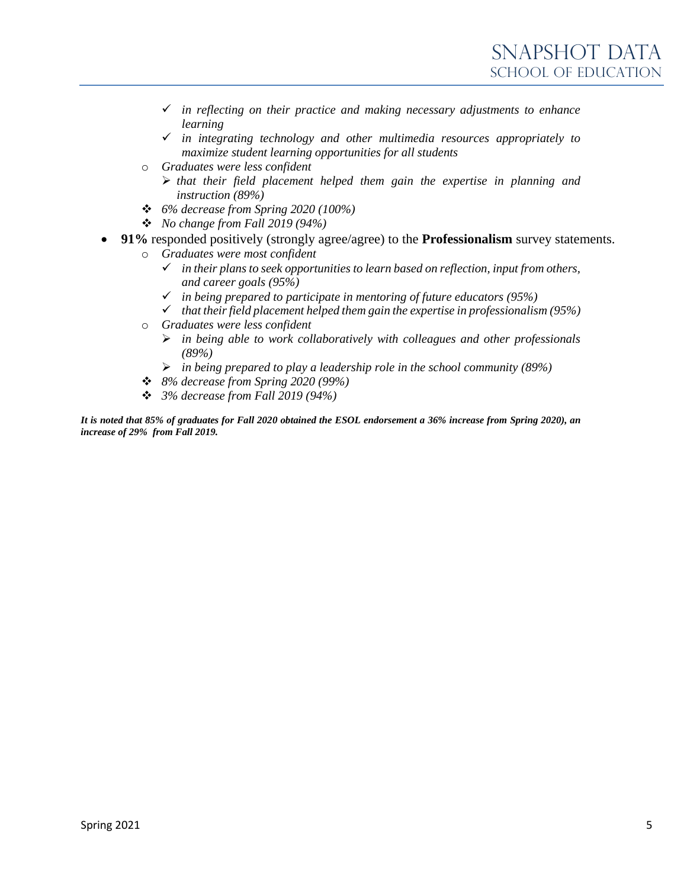- ✓ *in reflecting on their practice and making necessary adjustments to enhance learning*
    - ✓ *in integrating technology and other multimedia resources appropriately to maximize student learning opportunities for all students*
  - *Graduates were less confident*
    - ➢ *that their field placement helped them gain the expertise in planning and instruction (89%)*
  - ❖ *6% decrease from Spring 2020 (100%)*
  - ❖ *No change from Fall 2019 (94%)*

- **91%** responded positively (strongly agree/agree) to the **Professionalism** survey statements.
  - *Graduates were most confident*
    - ✓ *in their plans to seek opportunities to learn based on reflection, input from others, and career goals (95%)*
    - ✓ *in being prepared to participate in mentoring of future educators (95%)*
    - ✓ *that their field placement helped them gain the expertise in professionalism (95%)*
  - *Graduates were less confident*
    - ➢ *in being able to work collaboratively with colleagues and other professionals (89%)*
    - ➢ *in being prepared to play a leadership role in the school community (89%)*
  - ❖ *8% decrease from Spring 2020 (99%)*
  - ❖ *3% decrease from Fall 2019 (94%)*

***It is noted that 85% of graduates for Fall 2020 obtained the ESOL endorsement a 36% increase from Spring 2020), an increase of 29% from Fall 2019.***